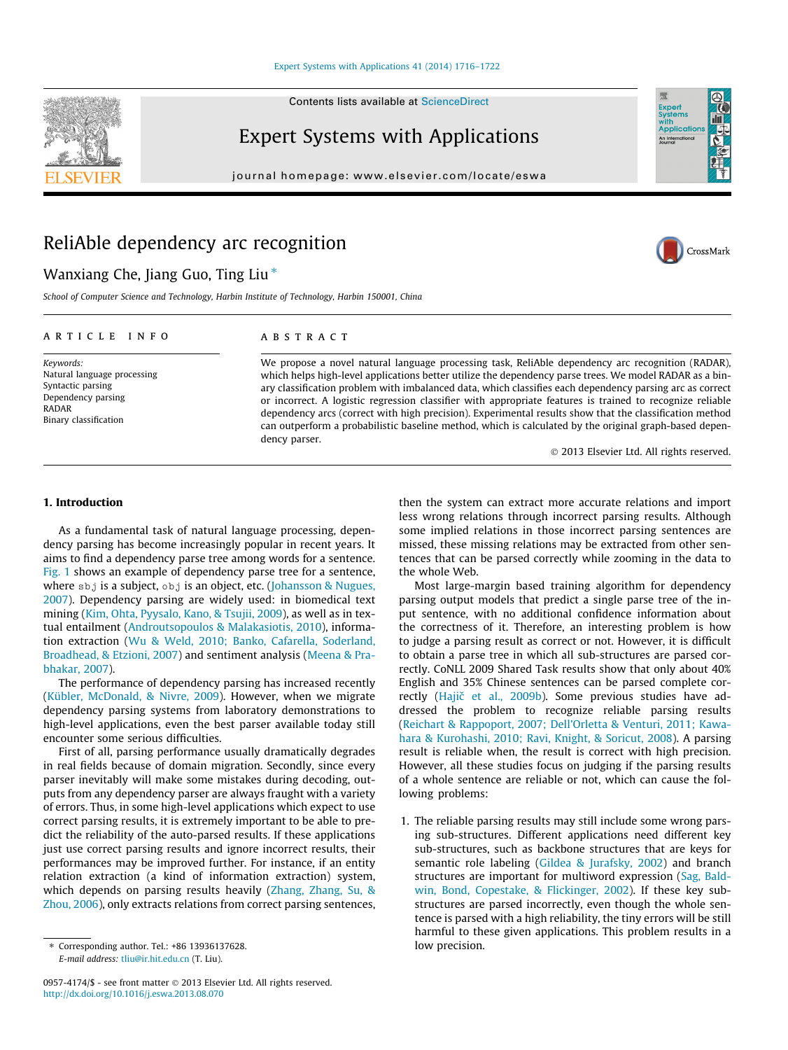# ReliAble dependency arc recognition

Wanxiang Che, Jiang Guo, Ting Liu *

*School of Computer Science and Technology, Harbin Institute of Technology, Harbin 150001, China*

## ARTICLE INFO

*Keywords:*
Natural language processing
Syntactic parsing
Dependency parsing
RADAR
Binary classification

## ABSTRACT

We propose a novel natural language processing task, ReliAble dependency arc recognition (RADAR), which helps high-level applications better utilize the dependency parse trees. We model RADAR as a binary classification problem with imbalanced data, which classifies each dependency parsing arc as correct or incorrect. A logistic regression classifier with appropriate features is trained to recognize reliable dependency arcs (correct with high precision). Experimental results show that the classification method can outperform a probabilistic baseline method, which is calculated by the original graph-based dependency parser.

© 2013 Elsevier Ltd. All rights reserved.

## 1. Introduction

As a fundamental task of natural language processing, dependency parsing has become increasingly popular in recent years. It aims to find a dependency parse tree among words for a sentence. Fig. 1 shows an example of dependency parse tree for a sentence, where `sbj` is a subject, `obj` is an object, etc. (Johansson & Nugues, 2007). Dependency parsing are widely used: in biomedical text mining (Kim, Ohta, Pyysalo, Kano, & Tsujii, 2009), as well as in textual entailment (Androutsopoulos & Malakasiotis, 2010), information extraction (Wu & Weld, 2010; Banko, Cafarella, Soderland, Broadhead, & Etzioni, 2007) and sentiment analysis (Meena & Prabhakar, 2007).

The performance of dependency parsing has increased recently (Kübler, McDonald, & Nivre, 2009). However, when we migrate dependency parsing systems from laboratory demonstrations to high-level applications, even the best parser available today still encounter some serious difficulties.

First of all, parsing performance usually dramatically degrades in real fields because of domain migration. Secondly, since every parser inevitably will make some mistakes during decoding, outputs from any dependency parser are always fraught with a variety of errors. Thus, in some high-level applications which expect to use correct parsing results, it is extremely important to be able to predict the reliability of the auto-parsed results. If these applications just use correct parsing results and ignore incorrect results, their performances may be improved further. For instance, if an entity relation extraction (a kind of information extraction) system, which depends on parsing results heavily (Zhang, Zhang, Su, & Zhou, 2006), only extracts relations from correct parsing sentences, then the system can extract more accurate relations and import less wrong relations through incorrect parsing results. Although some implied relations in those incorrect parsing sentences are missed, these missing relations may be extracted from other sentences that can be parsed correctly while zooming in the data to the whole Web.

Most large-margin based training algorithm for dependency parsing output models that predict a single parse tree of the input sentence, with no additional confidence information about the correctness of it. Therefore, an interesting problem is how to judge a parsing result as correct or not. However, it is difficult to obtain a parse tree in which all sub-structures are parsed correctly. CoNLL 2009 Shared Task results show that only about 40% English and 35% Chinese sentences can be parsed complete correctly (Hajič et al., 2009b). Some previous studies have addressed the problem to recognize reliable parsing results (Reichart & Rappoport, 2007; Dell'Orletta & Venturi, 2011; Kawahara & Kurohashi, 2010; Ravi, Knight, & Soricut, 2008). A parsing result is reliable when, the result is correct with high precision. However, all these studies focus on judging if the parsing results of a whole sentence are reliable or not, which can cause the following problems:

1. The reliable parsing results may still include some wrong parsing sub-structures. Different applications need different key sub-structures, such as backbone structures that are keys for semantic role labeling (Gildea & Jurafsky, 2002) and branch structures are important for multiword expression (Sag, Baldwin, Bond, Copestake, & Flickinger, 2002). If these key sub-structures are parsed incorrectly, even though the whole sentence is parsed with a high reliability, the tiny errors will be still harmful to these given applications. This problem results in a low precision.

* Corresponding author. Tel.: +86 13936137628.
E-mail address: tliu@ir.hit.edu.cn (T. Liu).

0957-4174/$ - see front matter © 2013 Elsevier Ltd. All rights reserved.
http://dx.doi.org/10.1016/j.eswa.2013.08.070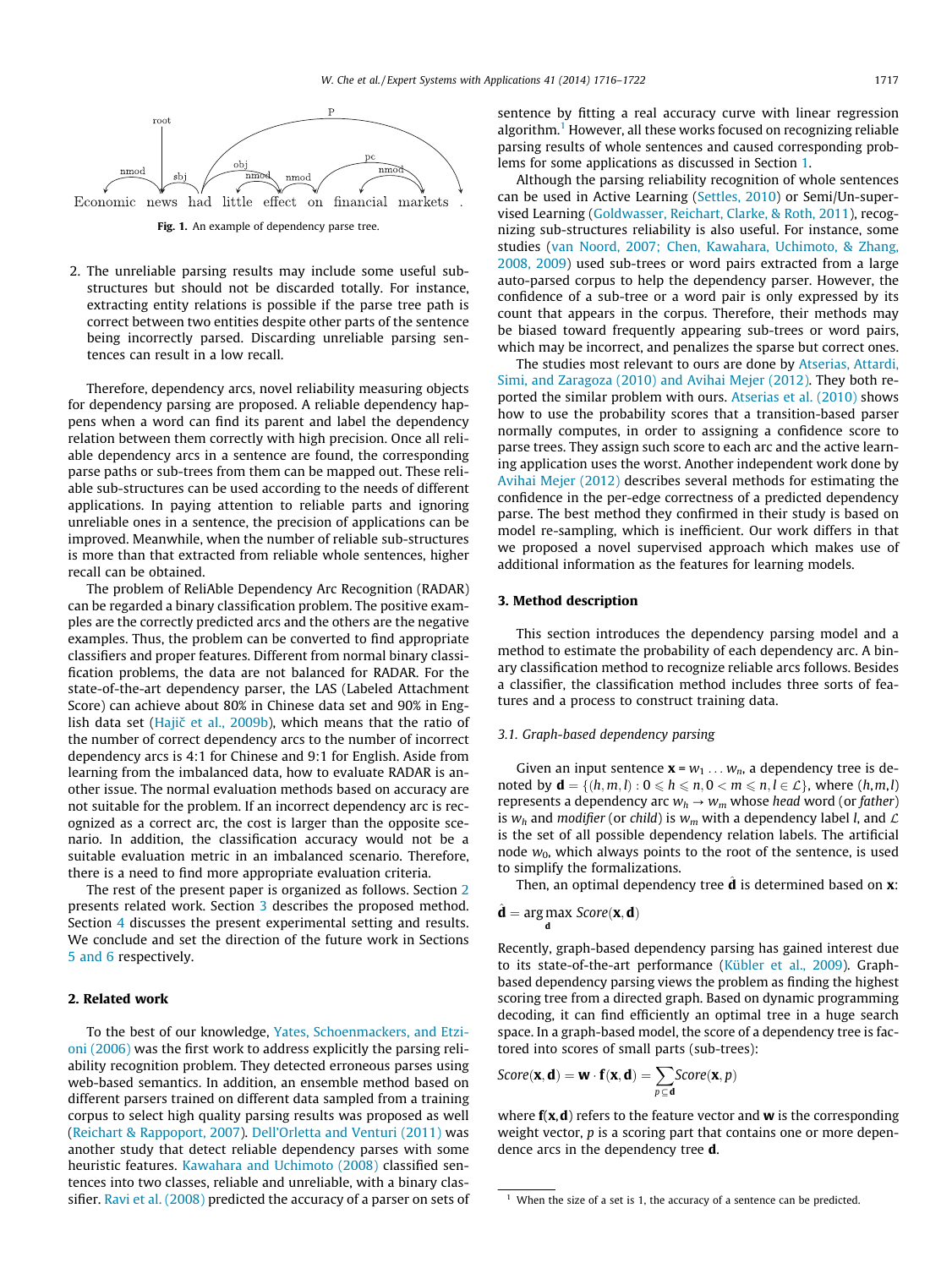Fig. 1. An example of dependency parse tree.

2. The unreliable parsing results may include some useful sub-structures but should not be discarded totally. For instance, extracting entity relations is possible if the parse tree path is correct between two entities despite other parts of the sentence being incorrectly parsed. Discarding unreliable parsing sentences can result in a low recall.

Therefore, dependency arcs, novel reliability measuring objects for dependency parsing are proposed. A reliable dependency happens when a word can find its parent and label the dependency relation between them correctly with high precision. Once all reliable dependency arcs in a sentence are found, the corresponding parse paths or sub-trees from them can be mapped out. These reliable sub-structures can be used according to the needs of different applications. In paying attention to reliable parts and ignoring unreliable ones in a sentence, the precision of applications can be improved. Meanwhile, when the number of reliable sub-structures is more than that extracted from reliable whole sentences, higher recall can be obtained.

The problem of ReliAble Dependency Arc Recognition (RADAR) can be regarded a binary classification problem. The positive examples are the correctly predicted arcs and the others are the negative examples. Thus, the problem can be converted to find appropriate classifiers and proper features. Different from normal binary classification problems, the data are not balanced for RADAR. For the state-of-the-art dependency parser, the LAS (Labeled Attachment Score) can achieve about 80% in Chinese data set and 90% in English data set (Hajič et al., 2009b), which means that the ratio of the number of correct dependency arcs to the number of incorrect dependency arcs is 4:1 for Chinese and 9:1 for English. Aside from learning from the imbalanced data, how to evaluate RADAR is another issue. The normal evaluation methods based on accuracy are not suitable for the problem. If an incorrect dependency arc is recognized as a correct arc, the cost is larger than the opposite scenario. In addition, the classification accuracy would not be a suitable evaluation metric in an imbalanced scenario. Therefore, there is a need to find more appropriate evaluation criteria.

The rest of the present paper is organized as follows. Section 2 presents related work. Section 3 describes the proposed method. Section 4 discusses the present experimental setting and results. We conclude and set the direction of the future work in Sections 5 and 6 respectively.

## 2. Related work

To the best of our knowledge, Yates, Schoenmackers, and Etzioni (2006) was the first work to address explicitly the parsing reliability recognition problem. They detected erroneous parses using web-based semantics. In addition, an ensemble method based on different parsers trained on different data sampled from a training corpus to select high quality parsing results was proposed as well (Reichart & Rappoport, 2007). Dell'Orletta and Venturi (2011) was another study that detect reliable dependency parses with some heuristic features. Kawahara and Uchimoto (2008) classified sentences into two classes, reliable and unreliable, with a binary classifier. Ravi et al. (2008) predicted the accuracy of a parser on sets of sentence by fitting a real accuracy curve with linear regression algorithm.[1] However, all these works focused on recognizing reliable parsing results of whole sentences and caused corresponding problems for some applications as discussed in Section 1.

Although the parsing reliability recognition of whole sentences can be used in Active Learning (Settles, 2010) or Semi/Un-supervised Learning (Goldwasser, Reichart, Clarke, & Roth, 2011), recognizing sub-structures reliability is also useful. For instance, some studies (van Noord, 2007; Chen, Kawahara, Uchimoto, & Zhang, 2008, 2009) used sub-trees or word pairs extracted from a large auto-parsed corpus to help the dependency parser. However, the confidence of a sub-tree or a word pair is only expressed by its count that appears in the corpus. Therefore, their methods may be biased toward frequently appearing sub-trees or word pairs, which may be incorrect, and penalizes the sparse but correct ones.

The studies most relevant to ours are done by Atserias, Attardi, Simi, and Zaragoza (2010) and Avihai Mejer (2012). They both reported the similar problem with ours. Atserias et al. (2010) shows how to use the probability scores that a transition-based parser normally computes, in order to assigning a confidence score to parse trees. They assign such score to each arc and the active learning application uses the worst. Another independent work done by Avihai Mejer (2012) describes several methods for estimating the confidence in the per-edge correctness of a predicted dependency parse. The best method they confirmed in their study is based on model re-sampling, which is inefficient. Our work differs in that we proposed a novel supervised approach which makes use of additional information as the features for learning models.

## 3. Method description

This section introduces the dependency parsing model and a method to estimate the probability of each dependency arc. A binary classification method to recognize reliable arcs follows. Besides a classifier, the classification method includes three sorts of features and a process to construct training data.

### 3.1. Graph-based dependency parsing

Given an input sentence $\mathbf{x} = w_1 \ldots w_n$, a dependency tree is denoted by $\mathbf{d} = \{(h, m, l) : 0 \leqslant h \leqslant n, 0 < m \leqslant n, l \in \mathcal{L}\}$, where $(h, m, l)$ represents a dependency arc $w_h \rightarrow w_m$ whose *head* word (or *father*) is $w_h$ and *modifier* (or *child*) is $w_m$ with a dependency label $l$, and $\mathcal{L}$ is the set of all possible dependency relation labels. The artificial node $w_0$, which always points to the root of the sentence, is used to simplify the formalizations.

Then, an optimal dependency tree $\hat{\mathbf{d}}$ is determined based on $\mathbf{x}$:

$$\hat{\mathbf{d}} = \arg\max_{\mathbf{d}} Score(\mathbf{x}, \mathbf{d})$$

Recently, graph-based dependency parsing has gained interest due to its state-of-the-art performance (Kübler et al., 2009). Graph-based dependency parsing views the problem as finding the highest scoring tree from a directed graph. Based on dynamic programming decoding, it can find efficiently an optimal tree in a huge search space. In a graph-based model, the score of a dependency tree is factored into scores of small parts (sub-trees):

$$Score(\mathbf{x}, \mathbf{d}) = \mathbf{w} \cdot \mathbf{f}(\mathbf{x}, \mathbf{d}) = \sum_{p \subseteq \mathbf{d}} Score(\mathbf{x}, p)$$

where $\mathbf{f}(\mathbf{x}, \mathbf{d})$ refers to the feature vector and $\mathbf{w}$ is the corresponding weight vector, $p$ is a scoring part that contains one or more dependence arcs in the dependency tree $\mathbf{d}$.

[1] When the size of a set is 1, the accuracy of a sentence can be predicted.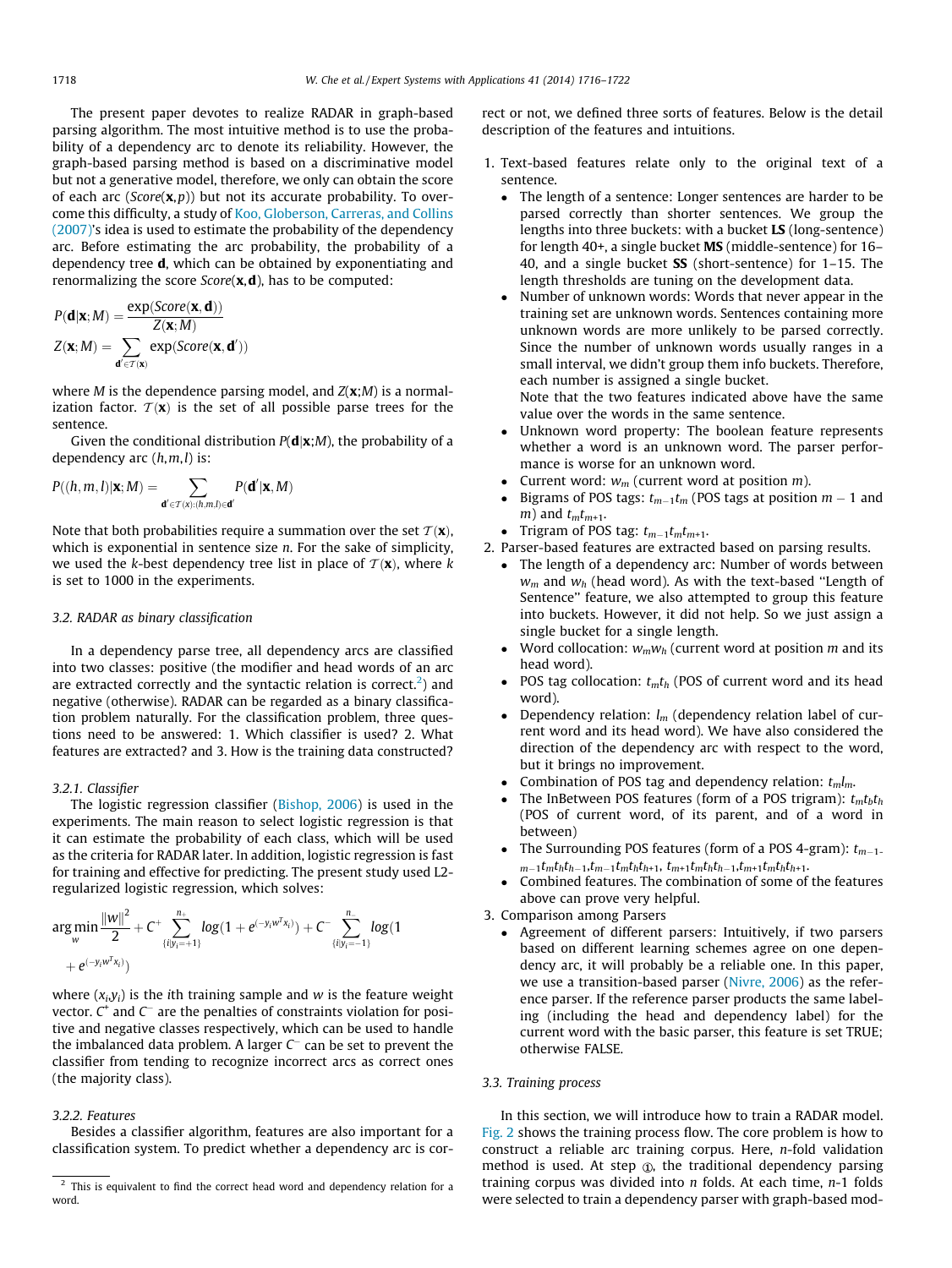The present paper devotes to realize RADAR in graph-based parsing algorithm. The most intuitive method is to use the probability of a dependency arc to denote its reliability. However, the graph-based parsing method is based on a discriminative model but not a generative model, therefore, we only can obtain the score of each arc ($Score(\mathbf{x},p)$) but not its accurate probability. To overcome this difficulty, a study of Koo, Globerson, Carreras, and Collins (2007)'s idea is used to estimate the probability of the dependency arc. Before estimating the arc probability, the probability of a dependency tree **d**, which can be obtained by exponentiating and renormalizing the score $Score(\mathbf{x},\mathbf{d})$, has to be computed:

$$P(\mathbf{d}|\mathbf{x};M) = \frac{\exp(Score(\mathbf{x},\mathbf{d}))}{Z(\mathbf{x};M)}$$

$$Z(\mathbf{x};M) = \sum_{\mathbf{d}' \in \mathcal{T}(\mathbf{x})} \exp(Score(\mathbf{x},\mathbf{d}'))$$

where $M$ is the dependence parsing model, and $Z(\mathbf{x};M)$ is a normalization factor. $\mathcal{T}(\mathbf{x})$ is the set of all possible parse trees for the sentence.

Given the conditional distribution $P(\mathbf{d}|\mathbf{x};M)$, the probability of a dependency arc $(h,m,l)$ is:

$$P((h,m,l)|\mathbf{x};M) = \sum_{\mathbf{d}' \in \mathcal{T}(x):(h,m,l) \in \mathbf{d}'} P(\mathbf{d}'|\mathbf{x},M)$$

Note that both probabilities require a summation over the set $\mathcal{T}(\mathbf{x})$, which is exponential in sentence size $n$. For the sake of simplicity, we used the $k$-best dependency tree list in place of $\mathcal{T}(\mathbf{x})$, where $k$ is set to 1000 in the experiments.

### 3.2. RADAR as binary classification

In a dependency parse tree, all dependency arcs are classified into two classes: positive (the modifier and head words of an arc are extracted correctly and the syntactic relation is correct.[2]) and negative (otherwise). RADAR can be regarded as a binary classification problem naturally. For the classification problem, three questions need to be answered: 1. Which classifier is used? 2. What features are extracted? and 3. How is the training data constructed?

#### 3.2.1. Classifier

The logistic regression classifier (Bishop, 2006) is used in the experiments. The main reason to select logistic regression is that it can estimate the probability of each class, which will be used as the criteria for RADAR later. In addition, logistic regression is fast for training and effective for predicting. The present study used L2-regularized logistic regression, which solves:

$$\arg\min_{w} \frac{\|w\|^2}{2} + C^{+} \sum_{\{i|y_i=+1\}}^{n_+} log(1 + e^{(-y_i w^T x_i)}) + C^{-} \sum_{\{i|y_i=-1\}}^{n_-} log(1 + e^{(-y_i w^T x_i)})$$

where $(x_i, y_i)$ is the $i$th training sample and $w$ is the feature weight vector. $C^{+}$ and $C^{-}$ are the penalties of constraints violation for positive and negative classes respectively, which can be used to handle the imbalanced data problem. A larger $C^{-}$ can be set to prevent the classifier from tending to recognize incorrect arcs as correct ones (the majority class).

#### 3.2.2. Features

Besides a classifier algorithm, features are also important for a classification system. To predict whether a dependency arc is correct or not, we defined three sorts of features. Below is the detail description of the features and intuitions.

1. Text-based features relate only to the original text of a sentence.
   - The length of a sentence: Longer sentences are harder to be parsed correctly than shorter sentences. We group the lengths into three buckets: with a bucket **LS** (long-sentence) for length 40+, a single bucket **MS** (middle-sentence) for 16–40, and a single bucket **SS** (short-sentence) for 1–15. The length thresholds are tuning on the development data.
   - Number of unknown words: Words that never appear in the training set are unknown words. Sentences containing more unknown words are more unlikely to be parsed correctly. Since the number of unknown words usually ranges in a small interval, we didn't group them info buckets. Therefore, each number is assigned a single bucket.
     Note that the two features indicated above have the same value over the words in the same sentence.
   - Unknown word property: The boolean feature represents whether a word is an unknown word. The parser performance is worse for an unknown word.
   - Current word: $w_m$ (current word at position $m$).
   - Bigrams of POS tags: $t_{m-1}t_m$ (POS tags at position $m-1$ and $m$) and $t_m t_{m+1}$.
   - Trigram of POS tag: $t_{m-1}t_m t_{m+1}$.
2. Parser-based features are extracted based on parsing results.
   - The length of a dependency arc: Number of words between $w_m$ and $w_h$ (head word). As with the text-based ''Length of Sentence'' feature, we also attempted to group this feature into buckets. However, it did not help. So we just assign a single bucket for a single length.
   - Word collocation: $w_m w_h$ (current word at position $m$ and its head word).
   - POS tag collocation: $t_m t_h$ (POS of current word and its head word).
   - Dependency relation: $l_m$ (dependency relation label of current word and its head word). We have also considered the direction of the dependency arc with respect to the word, but it brings no improvement.
   - Combination of POS tag and dependency relation: $t_m l_m$.
   - The InBetween POS features (form of a POS trigram): $t_m t_b t_h$ (POS of current word, of its parent, and of a word in between)
   - The Surrounding POS features (form of a POS 4-gram): $t_{m-1}t_m t_h t_{h-1}$, $t_{m-1}t_m t_h t_{h+1}$, $t_{m+1}t_m t_h t_{h-1}$, $t_{m+1}t_m t_h t_{h+1}$.
   - Combined features. The combination of some of the features above can prove very helpful.
3. Comparison among Parsers
   - Agreement of different parsers: Intuitively, if two parsers based on different learning schemes agree on one dependency arc, it will probably be a reliable one. In this paper, we use a transition-based parser (Nivre, 2006) as the reference parser. If the reference parser products the same labeling (including the head and dependency label) for the current word with the basic parser, this feature is set TRUE; otherwise FALSE.

### 3.3. Training process

In this section, we will introduce how to train a RADAR model. Fig. 2 shows the training process flow. The core problem is how to construct a reliable arc training corpus. Here, $n$-fold validation method is used. At step ①, the traditional dependency parsing training corpus was divided into $n$ folds. At each time, $n$-1 folds were selected to train a dependency parser with graph-based mod-

[2] This is equivalent to find the correct head word and dependency relation for a word.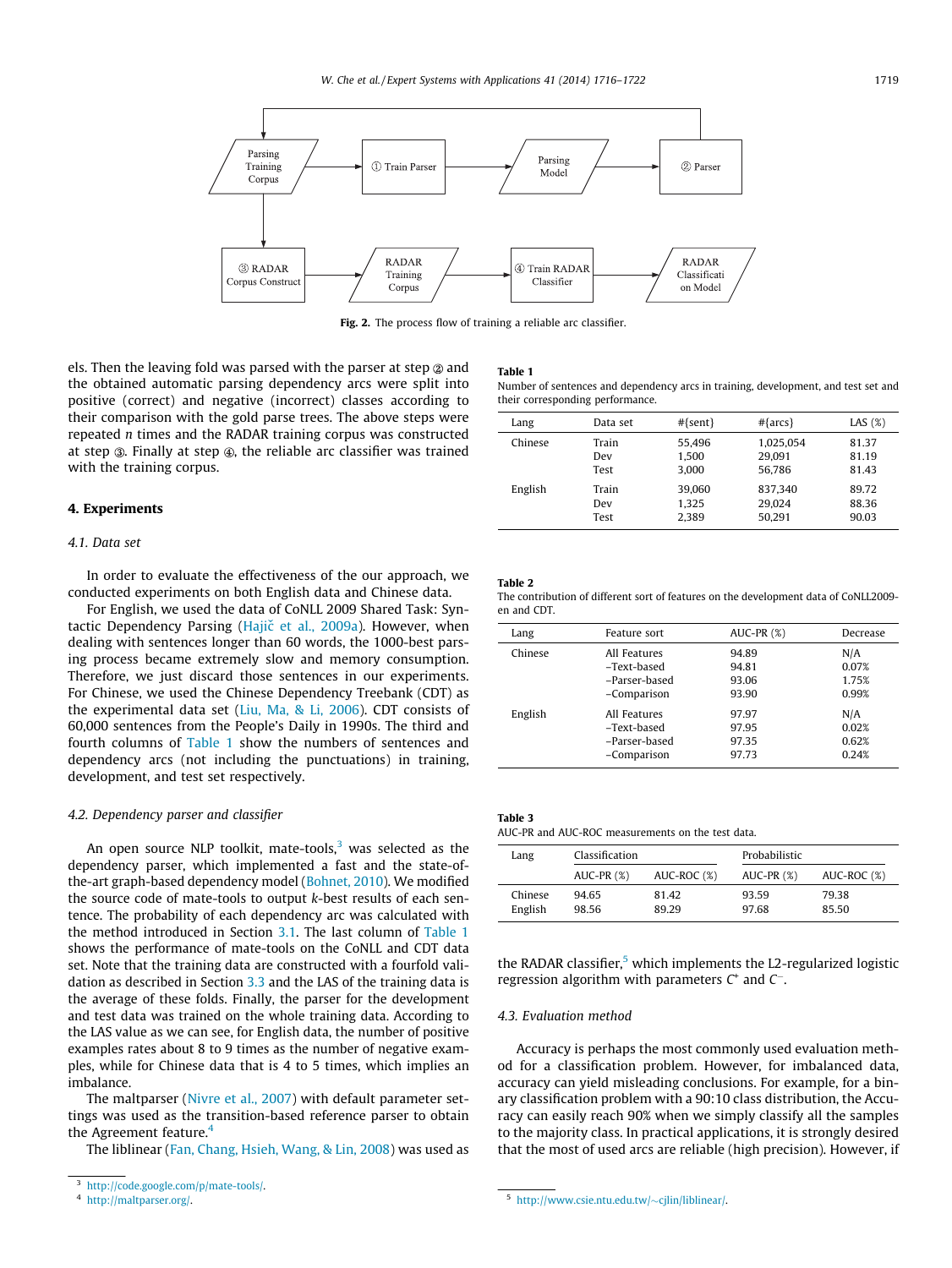Fig. 2. The process flow of training a reliable arc classifier.

els. Then the leaving fold was parsed with the parser at step ② and the obtained automatic parsing dependency arcs were split into positive (correct) and negative (incorrect) classes according to their comparison with the gold parse trees. The above steps were repeated $n$ times and the RADAR training corpus was constructed at step ③. Finally at step ④, the reliable arc classifier was trained with the training corpus.

## 4. Experiments

### 4.1. Data set

In order to evaluate the effectiveness of the our approach, we conducted experiments on both English data and Chinese data.

For English, we used the data of CoNLL 2009 Shared Task: Syntactic Dependency Parsing (Hajič et al., 2009a). However, when dealing with sentences longer than 60 words, the 1000-best parsing process became extremely slow and memory consumption. Therefore, we just discard those sentences in our experiments. For Chinese, we used the Chinese Dependency Treebank (CDT) as the experimental data set (Liu, Ma, & Li, 2006). CDT consists of 60,000 sentences from the People's Daily in 1990s. The third and fourth columns of Table 1 show the numbers of sentences and dependency arcs (not including the punctuations) in training, development, and test set respectively.

### 4.2. Dependency parser and classifier

An open source NLP toolkit, mate-tools,[3] was selected as the dependency parser, which implemented a fast and the state-of-the-art graph-based dependency model (Bohnet, 2010). We modified the source code of mate-tools to output $k$-best results of each sentence. The probability of each dependency arc was calculated with the method introduced in Section 3.1. The last column of Table 1 shows the performance of mate-tools on the CoNLL and CDT data set. Note that the training data are constructed with a fourfold validation as described in Section 3.3 and the LAS of the training data is the average of these folds. Finally, the parser for the development and test data was trained on the whole training data. According to the LAS value as we can see, for English data, the number of positive examples rates about 8 to 9 times as the number of negative examples, while for Chinese data that is 4 to 5 times, which implies an imbalance.

The maltparser (Nivre et al., 2007) with default parameter settings was used as the transition-based reference parser to obtain the Agreement feature.[4]

The liblinear (Fan, Chang, Hsieh, Wang, & Lin, 2008) was used as the RADAR classifier,[5] which implements the L2-regularized logistic regression algorithm with parameters $C^+$ and $C^-$.

**Table 1**
Number of sentences and dependency arcs in training, development, and test set and their corresponding performance.

| Lang | Data set | #{sent} | #{arcs} | LAS (%) |
|---|---|---|---|---|
| Chinese | Train | 55,496 | 1,025,054 | 81.37 |
| | Dev | 1,500 | 29,091 | 81.19 |
| | Test | 3,000 | 56,786 | 81.43 |
| English | Train | 39,060 | 837,340 | 89.72 |
| | Dev | 1,325 | 29,024 | 88.36 |
| | Test | 2,389 | 50,291 | 90.03 |

**Table 2**
The contribution of different sort of features on the development data of CoNLL2009-en and CDT.

| Lang | Feature sort | AUC-PR (%) | Decrease |
|---|---|---|---|
| Chinese | All Features | 94.89 | N/A |
| | −Text-based | 94.81 | 0.07% |
| | −Parser-based | 93.06 | 1.75% |
| | −Comparison | 93.90 | 0.99% |
| English | All Features | 97.97 | N/A |
| | −Text-based | 97.95 | 0.02% |
| | −Parser-based | 97.35 | 0.62% |
| | −Comparison | 97.73 | 0.24% |

**Table 3**
AUC-PR and AUC-ROC measurements on the test data.

| Lang | Classification | | Probabilistic | |
|---|---|---|---|---|
| | AUC-PR (%) | AUC-ROC (%) | AUC-PR (%) | AUC-ROC (%) |
| Chinese | 94.65 | 81.42 | 93.59 | 79.38 |
| English | 98.56 | 89.29 | 97.68 | 85.50 |

### 4.3. Evaluation method

Accuracy is perhaps the most commonly used evaluation method for a classification problem. However, for imbalanced data, accuracy can yield misleading conclusions. For example, for a binary classification problem with a 90:10 class distribution, the Accuracy can easily reach 90% when we simply classify all the samples to the majority class. In practical applications, it is strongly desired that the most of used arcs are reliable (high precision). However, if

[3] http://code.google.com/p/mate-tools/.

[4] http://maltparser.org/.

[5] http://www.csie.ntu.edu.tw/~cjlin/liblinear/.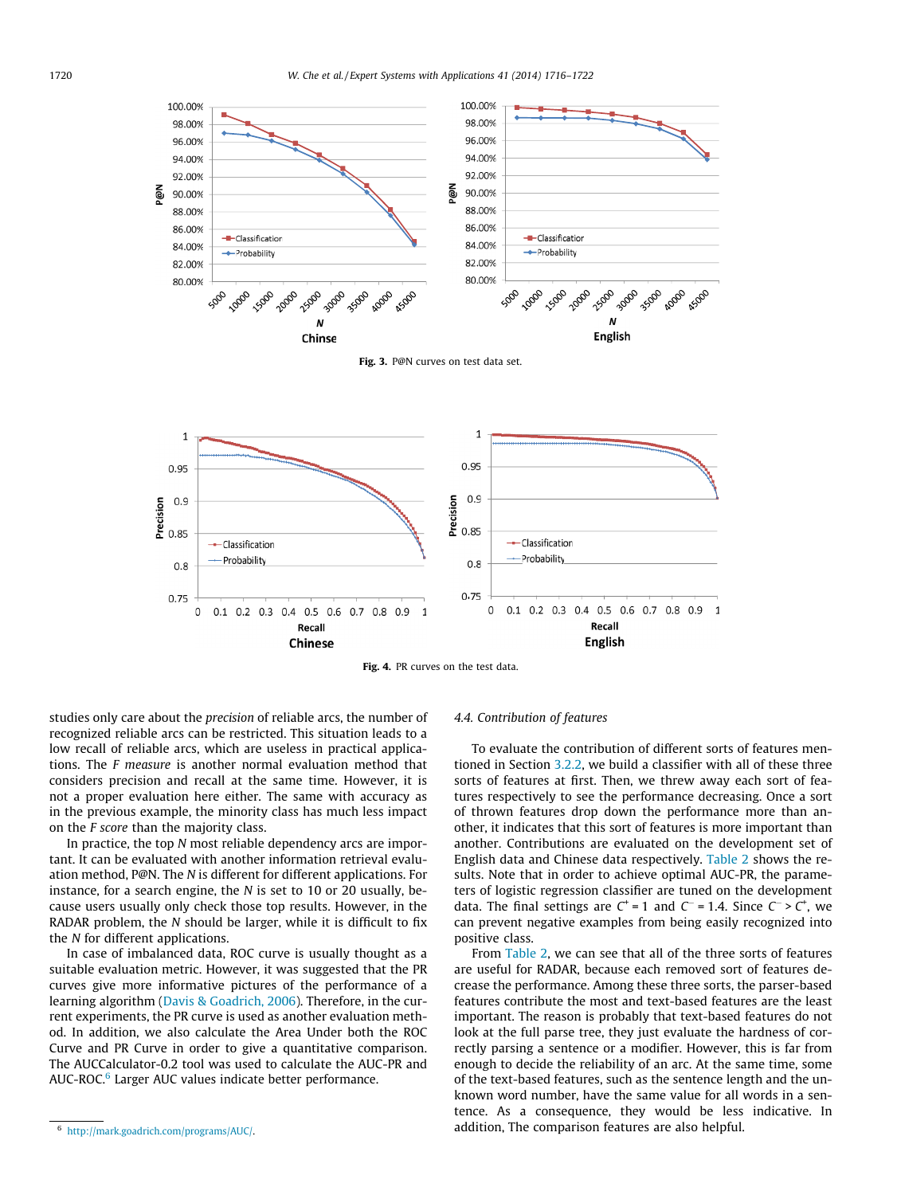Fig. 3. P@N curves on test data set.

Fig. 4. PR curves on the test data.

studies only care about the *precision* of reliable arcs, the number of recognized reliable arcs can be restricted. This situation leads to a low recall of reliable arcs, which are useless in practical applications. The *F measure* is another normal evaluation method that considers precision and recall at the same time. However, it is not a proper evaluation here either. The same with accuracy as in the previous example, the minority class has much less impact on the *F score* than the majority class.

In practice, the top *N* most reliable dependency arcs are important. It can be evaluated with another information retrieval evaluation method, P@N. The *N* is different for different applications. For instance, for a search engine, the *N* is set to 10 or 20 usually, because users usually only check those top results. However, in the RADAR problem, the *N* should be larger, while it is difficult to fix the *N* for different applications.

In case of imbalanced data, ROC curve is usually thought as a suitable evaluation metric. However, it was suggested that the PR curves give more informative pictures of the performance of a learning algorithm (Davis & Goadrich, 2006). Therefore, in the current experiments, the PR curve is used as another evaluation method. In addition, we also calculate the Area Under both the ROC Curve and PR Curve in order to give a quantitative comparison. The AUCCalculator-0.2 tool was used to calculate the AUC-PR and AUC-ROC.[6] Larger AUC values indicate better performance.

[6] http://mark.goadrich.com/programs/AUC/.

### 4.4. Contribution of features

To evaluate the contribution of different sorts of features mentioned in Section 3.2.2, we build a classifier with all of these three sorts of features at first. Then, we threw away each sort of features respectively to see the performance decreasing. Once a sort of thrown features drop down the performance more than another, it indicates that this sort of features is more important than another. Contributions are evaluated on the development set of English data and Chinese data respectively. Table 2 shows the results. Note that in order to achieve optimal AUC-PR, the parameters of logistic regression classifier are tuned on the development data. The final settings are $C^+ = 1$ and $C^- = 1.4$. Since $C^- > C^+$, we can prevent negative examples from being easily recognized into positive class.

From Table 2, we can see that all of the three sorts of features are useful for RADAR, because each removed sort of features decrease the performance. Among these three sorts, the parser-based features contribute the most and text-based features are the least important. The reason is probably that text-based features do not look at the full parse tree, they just evaluate the hardness of correctly parsing a sentence or a modifier. However, this is far from enough to decide the reliability of an arc. At the same time, some of the text-based features, such as the sentence length and the unknown word number, have the same value for all words in a sentence. As a consequence, they would be less indicative. In addition, The comparison features are also helpful.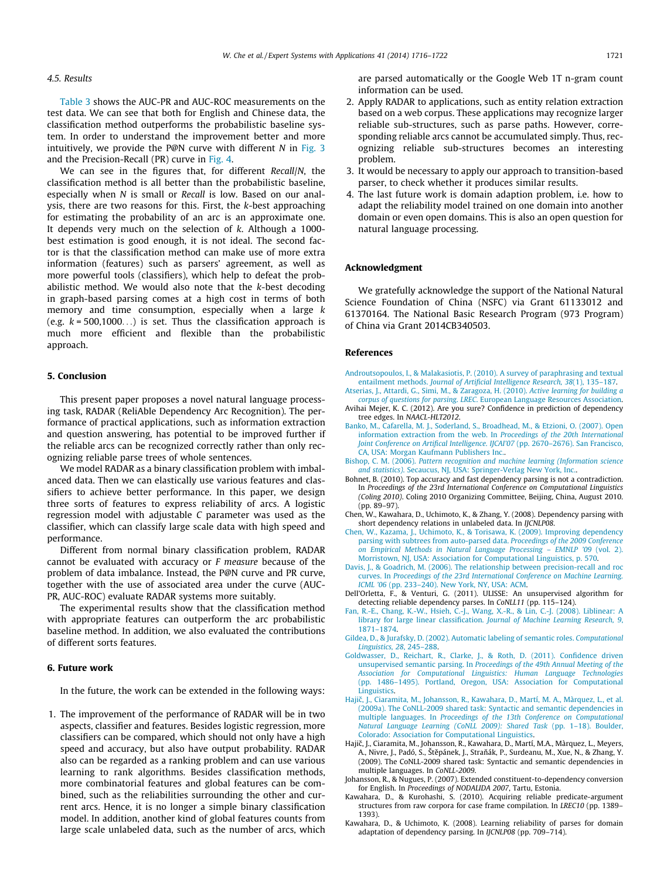### 4.5. Results

Table 3 shows the AUC-PR and AUC-ROC measurements on the test data. We can see that both for English and Chinese data, the classification method outperforms the probabilistic baseline system. In order to understand the improvement better and more intuitively, we provide the P@N curve with different $N$ in Fig. 3 and the Precision-Recall (PR) curve in Fig. 4.

We can see in the figures that, for different *Recall*/*N*, the classification method is all better than the probabilistic baseline, especially when $N$ is small or *Recall* is low. Based on our analysis, there are two reasons for this. First, the $k$-best approaching for estimating the probability of an arc is an approximate one. It depends very much on the selection of $k$. Although a 1000-best estimation is good enough, it is not ideal. The second factor is that the classification method can make use of more extra information (features) such as parsers' agreement, as well as more powerful tools (classifiers), which help to defeat the probabilistic method. We would also note that the $k$-best decoding in graph-based parsing comes at a high cost in terms of both memory and time consumption, especially when a large $k$ (e.g. $k = 500,1000\ldots$) is set. Thus the classification approach is much more efficient and flexible than the probabilistic approach.

## 5. Conclusion

This present paper proposes a novel natural language processing task, RADAR (ReliAble Dependency Arc Recognition). The performance of practical applications, such as information extraction and question answering, has potential to be improved further if the reliable arcs can be recognized correctly rather than only recognizing reliable parse trees of whole sentences.

We model RADAR as a binary classification problem with imbalanced data. Then we can elastically use various features and classifiers to achieve better performance. In this paper, we design three sorts of features to express reliability of arcs. A logistic regression model with adjustable $C$ parameter was used as the classifier, which can classify large scale data with high speed and performance.

Different from normal binary classification problem, RADAR cannot be evaluated with accuracy or *F measure* because of the problem of data imbalance. Instead, the P@N curve and PR curve, together with the use of associated area under the curve (AUC-PR, AUC-ROC) evaluate RADAR systems more suitably.

The experimental results show that the classification method with appropriate features can outperform the arc probabilistic baseline method. In addition, we also evaluated the contributions of different sorts features.

## 6. Future work

In the future, the work can be extended in the following ways:

1. The improvement of the performance of RADAR will be in two aspects, classifier and features. Besides logistic regression, more classifiers can be compared, which should not only have a high speed and accuracy, but also have output probability. RADAR also can be regarded as a ranking problem and can use various learning to rank algorithms. Besides classification methods, more combinatorial features and global features can be combined, such as the reliabilities surrounding the other and current arcs. Hence, it is no longer a simple binary classification model. In addition, another kind of global features counts from large scale unlabeled data, such as the number of arcs, which are parsed automatically or the Google Web 1T n-gram count information can be used.
2. Apply RADAR to applications, such as entity relation extraction based on a web corpus. These applications may recognize larger reliable sub-structures, such as parse paths. However, corresponding reliable arcs cannot be accumulated simply. Thus, recognizing reliable sub-structures becomes an interesting problem.
3. It would be necessary to apply our approach to transition-based parser, to check whether it produces similar results.
4. The last future work is domain adaption problem, i.e. how to adapt the reliability model trained on one domain into another domain or even open domains. This is also an open question for natural language processing.

## Acknowledgment

We gratefully acknowledge the support of the National Natural Science Foundation of China (NSFC) via Grant 61133012 and 61370164. The National Basic Research Program (973 Program) of China via Grant 2014CB340503.

## References

Androutsopoulos, I., & Malakasiotis, P. (2010). A survey of paraphrasing and textual entailment methods. *Journal of Artificial Intelligence Research, 38*(1), 135–187.

Atserias, J., Attardi, G., Simi, M., & Zaragoza, H. (2010). *Active learning for building a corpus of questions for parsing. LREC*. European Language Resources Association.

Avihai Mejer, K. C. (2012). Are you sure? Confidence in prediction of dependency tree edges. In *NAACL-HLT2012*.

Banko, M., Cafarella, M. J., Soderland, S., Broadhead, M., & Etzioni, O. (2007). Open information extraction from the web. In *Proceedings of the 20th International Joint Conference on Artifical Intelligence. IJCAI'07* (pp. 2670–2676). San Francisco, CA, USA: Morgan Kaufmann Publishers Inc..

Bishop, C. M. (2006). *Pattern recognition and machine learning (Information science and statistics)*. Secaucus, NJ, USA: Springer-Verlag New York, Inc..

Bohnet, B. (2010). Top accuracy and fast dependency parsing is not a contradiction. In *Proceedings of the 23rd International Conference on Computational Linguistics (Coling 2010)*. Coling 2010 Organizing Committee, Beijing, China, August 2010. (pp. 89–97).

Chen, W., Kawahara, D., Uchimoto, K., & Zhang, Y. (2008). Dependency parsing with short dependency relations in unlabeled data. In *IJCNLP08*.

Chen, W., Kazama, J., Uchimoto, K., & Torisawa, K. (2009). Improving dependency parsing with subtrees from auto-parsed data. *Proceedings of the 2009 Conference on Empirical Methods in Natural Language Processing – EMNLP '09* (vol. 2). Morristown, NJ, USA: Association for Computational Linguistics, p. 570.

Davis, J., & Goadrich, M. (2006). The relationship between precision-recall and roc curves. In *Proceedings of the 23rd International Conference on Machine Learning. ICML '06* (pp. 233–240). New York, NY, USA: ACM.

Dell'Orletta, F., & Venturi, G. (2011). ULISSE: An unsupervised algorithm for detecting reliable dependency parses. In *CoNLL11* (pp. 115–124).

Fan, R.-E., Chang, K.-W., Hsieh, C.-J., Wang, X.-R., & Lin, C.-J. (2008). Liblinear: A library for large linear classification. *Journal of Machine Learning Research, 9*, 1871–1874.

Gildea, D., & Jurafsky, D. (2002). Automatic labeling of semantic roles. *Computational Linguistics, 28*, 245–288.

Goldwasser, D., Reichart, R., Clarke, J., & Roth, D. (2011). Confidence driven unsupervised semantic parsing. In *Proceedings of the 49th Annual Meeting of the Association for Computational Linguistics: Human Language Technologies* (pp. 1486–1495). Portland, Oregon, USA: Association for Computational Linguistics.

Hajič, J., Ciaramita, M., Johansson, R., Kawahara, D., Martí, M. A., Màrquez, L., et al. (2009a). The CoNLL-2009 shared task: Syntactic and semantic dependencies in multiple languages. In *Proceedings of the 13th Conference on Computational Natural Language Learning (CoNLL 2009): Shared Task* (pp. 1–18). Boulder, Colorado: Association for Computational Linguistics.

Hajič, J., Ciaramita, M., Johansson, R., Kawahara, D., Martí, M.A., Màrquez, L., Meyers, A., Nivre, J., Padó, S., Štěpánek, J., Straňák, P., Surdeanu, M., Xue, N., & Zhang, Y. (2009). The CoNLL-2009 shared task: Syntactic and semantic dependencies in multiple languages. In *CoNLL-2009*.

Johansson, R., & Nugues, P. (2007). Extended constituent-to-dependency conversion for English. In *Proceedings of NODALIDA 2007*, Tartu, Estonia.

Kawahara, D., & Kurohashi, S. (2010). Acquiring reliable predicate-argument structures from raw corpora for case frame compilation. In *LREC10* (pp. 1389–1393).

Kawahara, D., & Uchimoto, K. (2008). Learning reliability of parses for domain adaptation of dependency parsing. In *IJCNLP08* (pp. 709–714).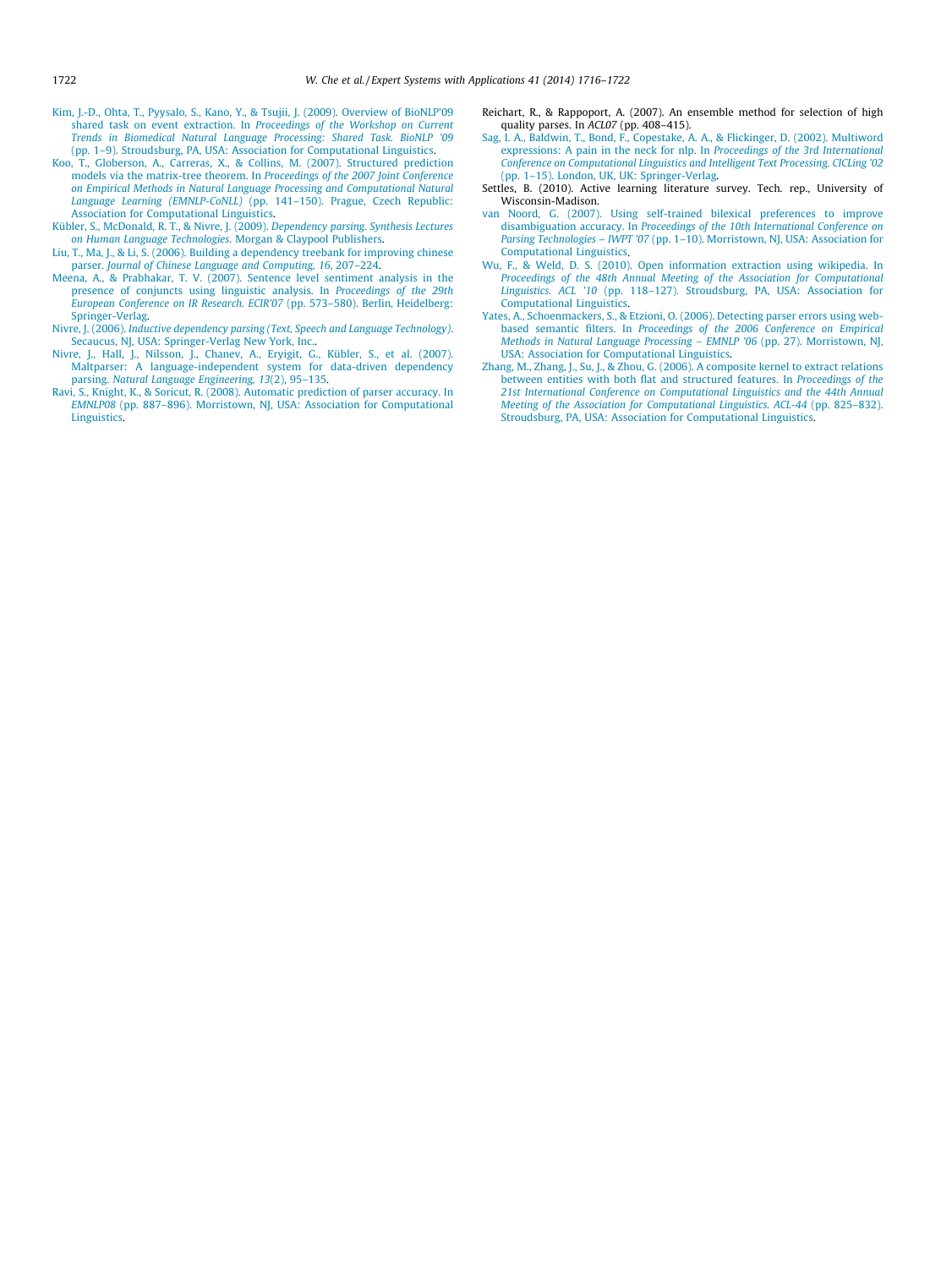Kim, J.-D., Ohta, T., Pyysalo, S., Kano, Y., & Tsujii, J. (2009). Overview of BioNLP'09 shared task on event extraction. In *Proceedings of the Workshop on Current Trends in Biomedical Natural Language Processing: Shared Task. BioNLP '09* (pp. 1–9). Stroudsburg, PA, USA: Association for Computational Linguistics.

Koo, T., Globerson, A., Carreras, X., & Collins, M. (2007). Structured prediction models via the matrix-tree theorem. In *Proceedings of the 2007 Joint Conference on Empirical Methods in Natural Language Processing and Computational Natural Language Learning (EMNLP-CoNLL)* (pp. 141–150). Prague, Czech Republic: Association for Computational Linguistics.

Kübler, S., McDonald, R. T., & Nivre, J. (2009). *Dependency parsing. Synthesis Lectures on Human Language Technologies*. Morgan & Claypool Publishers.

Liu, T., Ma, J., & Li, S. (2006). Building a dependency treebank for improving chinese parser. *Journal of Chinese Language and Computing, 16*, 207–224.

Meena, A., & Prabhakar, T. V. (2007). Sentence level sentiment analysis in the presence of conjuncts using linguistic analysis. In *Proceedings of the 29th European Conference on IR Research. ECIR'07* (pp. 573–580). Berlin, Heidelberg: Springer-Verlag.

Nivre, J. (2006). *Inductive dependency parsing (Text, Speech and Language Technology)*. Secaucus, NJ, USA: Springer-Verlag New York, Inc..

Nivre, J., Hall, J., Nilsson, J., Chanev, A., Eryigit, G., Kübler, S., et al. (2007). Maltparser: A language-independent system for data-driven dependency parsing. *Natural Language Engineering, 13*(2), 95–135.

Ravi, S., Knight, K., & Soricut, R. (2008). Automatic prediction of parser accuracy. In *EMNLP08* (pp. 887–896). Morristown, NJ, USA: Association for Computational Linguistics.

Reichart, R., & Rappoport, A. (2007). An ensemble method for selection of high quality parses. In *ACL07* (pp. 408–415).

Sag, I. A., Baldwin, T., Bond, F., Copestake, A. A., & Flickinger, D. (2002). Multiword expressions: A pain in the neck for nlp. In *Proceedings of the 3rd International Conference on Computational Linguistics and Intelligent Text Processing. CICLing '02* (pp. 1–15). London, UK, UK: Springer-Verlag.

Settles, B. (2010). Active learning literature survey. Tech. rep., University of Wisconsin-Madison.

van Noord, G. (2007). Using self-trained bilexical preferences to improve disambiguation accuracy. In *Proceedings of the 10th International Conference on Parsing Technologies – IWPT '07* (pp. 1–10). Morristown, NJ, USA: Association for Computational Linguistics.

Wu, F., & Weld, D. S. (2010). Open information extraction using wikipedia. In *Proceedings of the 48th Annual Meeting of the Association for Computational Linguistics. ACL '10* (pp. 118–127). Stroudsburg, PA, USA: Association for Computational Linguistics.

Yates, A., Schoenmackers, S., & Etzioni, O. (2006). Detecting parser errors using web-based semantic filters. In *Proceedings of the 2006 Conference on Empirical Methods in Natural Language Processing – EMNLP '06* (pp. 27). Morristown, NJ, USA: Association for Computational Linguistics.

Zhang, M., Zhang, J., Su, J., & Zhou, G. (2006). A composite kernel to extract relations between entities with both flat and structured features. In *Proceedings of the 21st International Conference on Computational Linguistics and the 44th Annual Meeting of the Association for Computational Linguistics. ACL-44* (pp. 825–832). Stroudsburg, PA, USA: Association for Computational Linguistics.